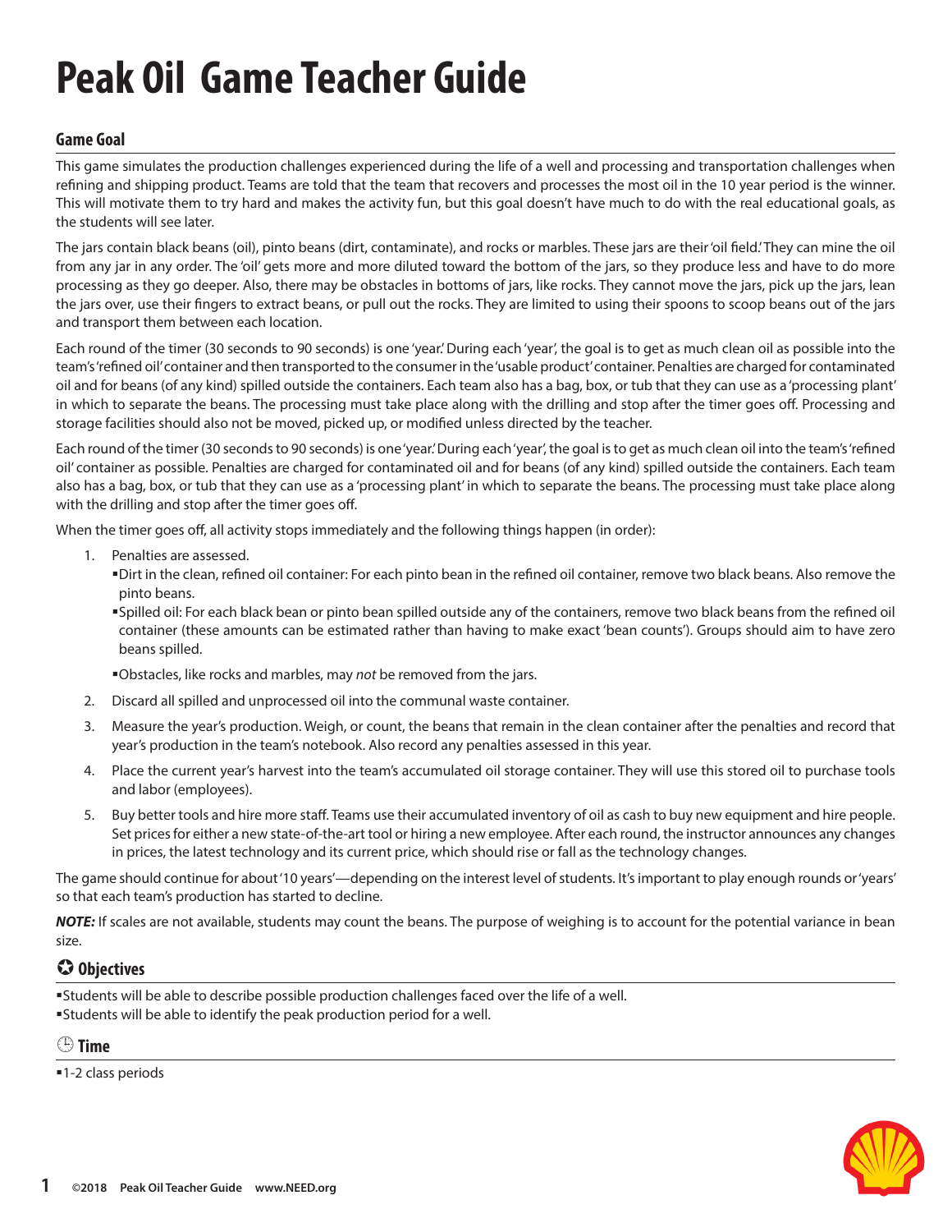# Peak Oil Game Teacher Guide

## Game Goal

This game simulates the production challenges experienced during the life of a well and processing and transportation challenges when refining and shipping product. Teams are told that the team that recovers and processes the most oil in the 10 year period is the winner. This will motivate them to try hard and makes the activity fun, but this goal doesn't have much to do with the real educational goals, as the students will see later.

The jars contain black beans (oil), pinto beans (dirt, contaminate), and rocks or marbles. These jars are their 'oil field.' They can mine the oil from any jar in any order. The 'oil' gets more and more diluted toward the bottom of the jars, so they produce less and have to do more processing as they go deeper. Also, there may be obstacles in bottoms of jars, like rocks. They cannot move the jars, pick up the jars, lean the jars over, use their fingers to extract beans, or pull out the rocks. They are limited to using their spoons to scoop beans out of the jars and transport them between each location.

Each round of the timer (30 seconds to 90 seconds) is one 'year.' During each 'year', the goal is to get as much clean oil as possible into the team's 'refined oil' container and then transported to the consumer in the 'usable product' container. Penalties are charged for contaminated oil and for beans (of any kind) spilled outside the containers. Each team also has a bag, box, or tub that they can use as a 'processing plant' in which to separate the beans. The processing must take place along with the drilling and stop after the timer goes off. Processing and storage facilities should also not be moved, picked up, or modified unless directed by the teacher.

Each round of the timer (30 seconds to 90 seconds) is one 'year.' During each 'year', the goal is to get as much clean oil into the team's 'refined oil' container as possible. Penalties are charged for contaminated oil and for beans (of any kind) spilled outside the containers. Each team also has a bag, box, or tub that they can use as a 'processing plant' in which to separate the beans. The processing must take place along with the drilling and stop after the timer goes off.

When the timer goes off, all activity stops immediately and the following things happen (in order):

1. Penalties are assessed.
   - Dirt in the clean, refined oil container: For each pinto bean in the refined oil container, remove two black beans. Also remove the pinto beans.
   - Spilled oil: For each black bean or pinto bean spilled outside any of the containers, remove two black beans from the refined oil container (these amounts can be estimated rather than having to make exact 'bean counts'). Groups should aim to have zero beans spilled.
   - Obstacles, like rocks and marbles, may *not* be removed from the jars.
2. Discard all spilled and unprocessed oil into the communal waste container.
3. Measure the year's production. Weigh, or count, the beans that remain in the clean container after the penalties and record that year's production in the team's notebook. Also record any penalties assessed in this year.
4. Place the current year's harvest into the team's accumulated oil storage container. They will use this stored oil to purchase tools and labor (employees).
5. Buy better tools and hire more staff. Teams use their accumulated inventory of oil as cash to buy new equipment and hire people. Set prices for either a new state-of-the-art tool or hiring a new employee. After each round, the instructor announces any changes in prices, the latest technology and its current price, which should rise or fall as the technology changes.

The game should continue for about '10 years'—depending on the interest level of students. It's important to play enough rounds or 'years' so that each team's production has started to decline.

***NOTE:*** If scales are not available, students may count the beans. The purpose of weighing is to account for the potential variance in bean size.

## ✪ Objectives

- Students will be able to describe possible production challenges faced over the life of a well.
- Students will be able to identify the peak production period for a well.

## Time

- 1-2 class periods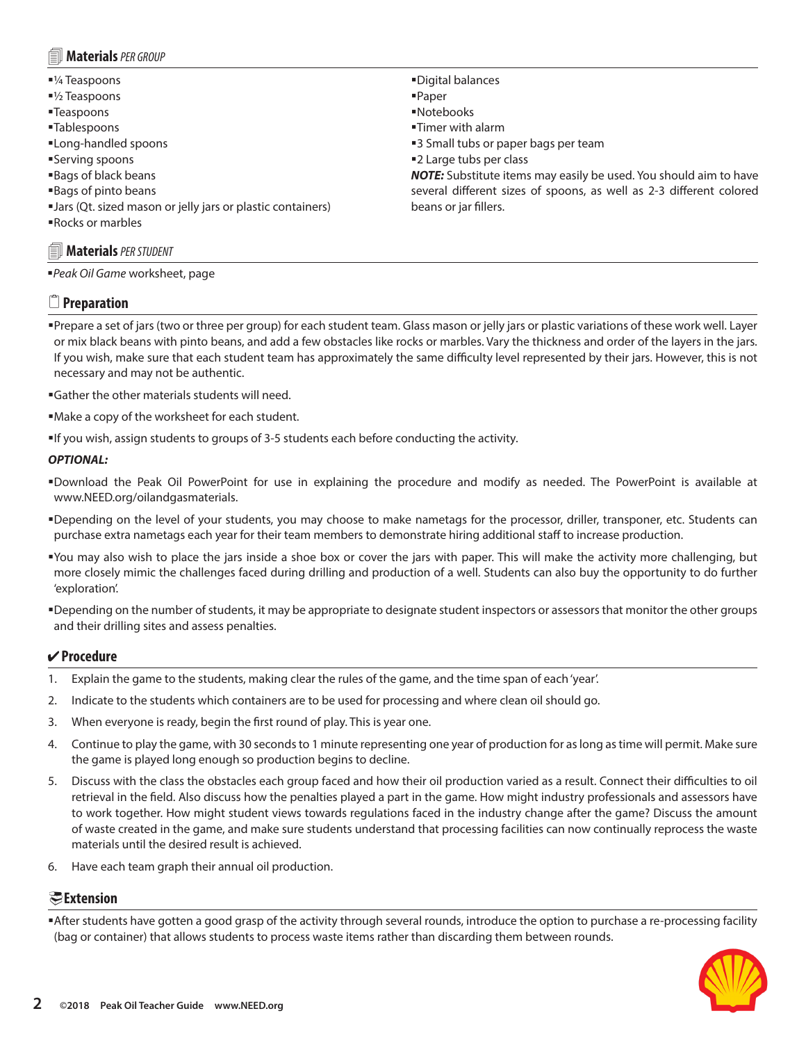## Materials *PER GROUP*

- ¼ Teaspoons
- ½ Teaspoons
- Teaspoons
- Tablespoons
- Long-handled spoons
- Serving spoons
- Bags of black beans
- Bags of pinto beans
- Jars (Qt. sized mason or jelly jars or plastic containers)
- Rocks or marbles
- Digital balances
- Paper
- Notebooks
- Timer with alarm
- 3 Small tubs or paper bags per team
- 2 Large tubs per class

***NOTE:*** Substitute items may easily be used. You should aim to have several different sizes of spoons, as well as 2-3 different colored beans or jar fillers.

## Materials *PER STUDENT*

- *Peak Oil Game* worksheet, page

## Preparation

- Prepare a set of jars (two or three per group) for each student team. Glass mason or jelly jars or plastic variations of these work well. Layer or mix black beans with pinto beans, and add a few obstacles like rocks or marbles. Vary the thickness and order of the layers in the jars. If you wish, make sure that each student team has approximately the same difficulty level represented by their jars. However, this is not necessary and may not be authentic.
- Gather the other materials students will need.
- Make a copy of the worksheet for each student.
- If you wish, assign students to groups of 3-5 students each before conducting the activity.

***OPTIONAL:***

- Download the Peak Oil PowerPoint for use in explaining the procedure and modify as needed. The PowerPoint is available at www.NEED.org/oilandgasmaterials.
- Depending on the level of your students, you may choose to make nametags for the processor, driller, transponer, etc. Students can purchase extra nametags each year for their team members to demonstrate hiring additional staff to increase production.
- You may also wish to place the jars inside a shoe box or cover the jars with paper. This will make the activity more challenging, but more closely mimic the challenges faced during drilling and production of a well. Students can also buy the opportunity to do further 'exploration'.
- Depending on the number of students, it may be appropriate to designate student inspectors or assessors that monitor the other groups and their drilling sites and assess penalties.

## ✔ Procedure

1. Explain the game to the students, making clear the rules of the game, and the time span of each 'year'.
2. Indicate to the students which containers are to be used for processing and where clean oil should go.
3. When everyone is ready, begin the first round of play. This is year one.
4. Continue to play the game, with 30 seconds to 1 minute representing one year of production for as long as time will permit. Make sure the game is played long enough so production begins to decline.
5. Discuss with the class the obstacles each group faced and how their oil production varied as a result. Connect their difficulties to oil retrieval in the field. Also discuss how the penalties played a part in the game. How might industry professionals and assessors have to work together. How might student views towards regulations faced in the industry change after the game? Discuss the amount of waste created in the game, and make sure students understand that processing facilities can now continually reprocess the waste materials until the desired result is achieved.
6. Have each team graph their annual oil production.

## Extension

- After students have gotten a good grasp of the activity through several rounds, introduce the option to purchase a re-processing facility (bag or container) that allows students to process waste items rather than discarding them between rounds.